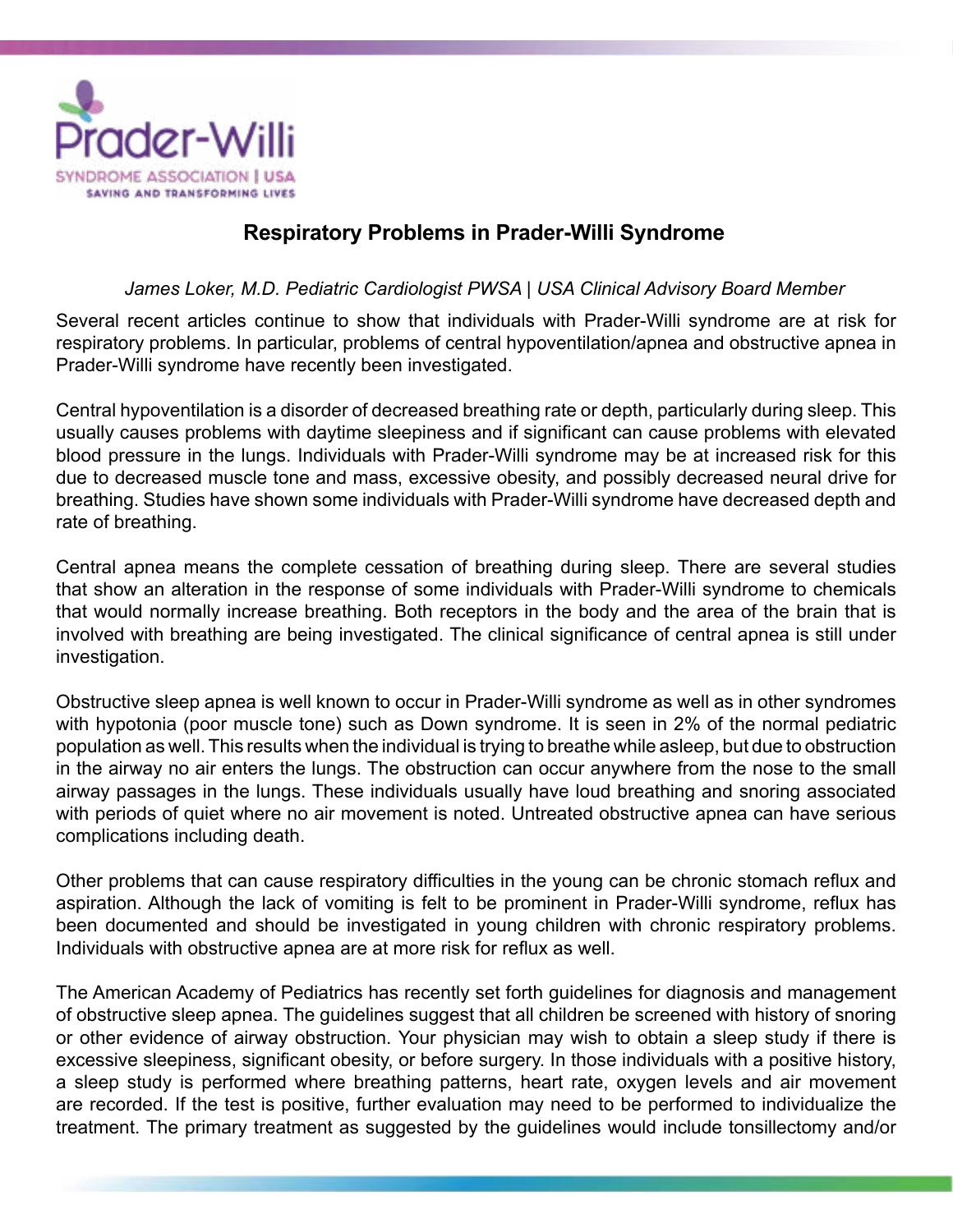Prader-Willi

SYNDROME ASSOCIATION | USA

SAVING AND TRANSFORMING LIVES

# Respiratory Problems in Prader-Willi Syndrome

*James Loker, M.D. Pediatric Cardiologist PWSA | USA Clinical Advisory Board Member*

Several recent articles continue to show that individuals with Prader-Willi syndrome are at risk for respiratory problems. In particular, problems of central hypoventilation/apnea and obstructive apnea in Prader-Willi syndrome have recently been investigated.

Central hypoventilation is a disorder of decreased breathing rate or depth, particularly during sleep. This usually causes problems with daytime sleepiness and if significant can cause problems with elevated blood pressure in the lungs. Individuals with Prader-Willi syndrome may be at increased risk for this due to decreased muscle tone and mass, excessive obesity, and possibly decreased neural drive for breathing. Studies have shown some individuals with Prader-Willi syndrome have decreased depth and rate of breathing.

Central apnea means the complete cessation of breathing during sleep. There are several studies that show an alteration in the response of some individuals with Prader-Willi syndrome to chemicals that would normally increase breathing. Both receptors in the body and the area of the brain that is involved with breathing are being investigated. The clinical significance of central apnea is still under investigation.

Obstructive sleep apnea is well known to occur in Prader-Willi syndrome as well as in other syndromes with hypotonia (poor muscle tone) such as Down syndrome. It is seen in 2% of the normal pediatric population as well. This results when the individual is trying to breathe while asleep, but due to obstruction in the airway no air enters the lungs. The obstruction can occur anywhere from the nose to the small airway passages in the lungs. These individuals usually have loud breathing and snoring associated with periods of quiet where no air movement is noted. Untreated obstructive apnea can have serious complications including death.

Other problems that can cause respiratory difficulties in the young can be chronic stomach reflux and aspiration. Although the lack of vomiting is felt to be prominent in Prader-Willi syndrome, reflux has been documented and should be investigated in young children with chronic respiratory problems. Individuals with obstructive apnea are at more risk for reflux as well.

The American Academy of Pediatrics has recently set forth guidelines for diagnosis and management of obstructive sleep apnea. The guidelines suggest that all children be screened with history of snoring or other evidence of airway obstruction. Your physician may wish to obtain a sleep study if there is excessive sleepiness, significant obesity, or before surgery. In those individuals with a positive history, a sleep study is performed where breathing patterns, heart rate, oxygen levels and air movement are recorded. If the test is positive, further evaluation may need to be performed to individualize the treatment. The primary treatment as suggested by the guidelines would include tonsillectomy and/or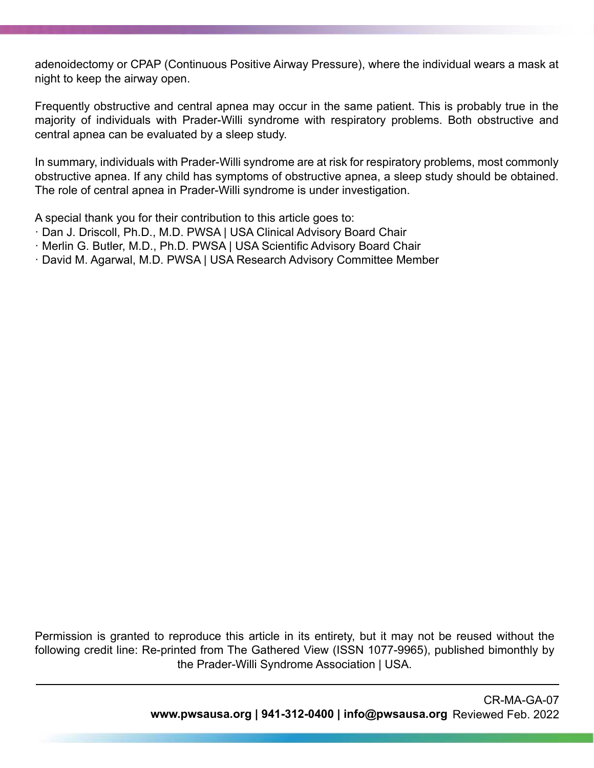adenoidectomy or CPAP (Continuous Positive Airway Pressure), where the individual wears a mask at night to keep the airway open.

Frequently obstructive and central apnea may occur in the same patient. This is probably true in the majority of individuals with Prader-Willi syndrome with respiratory problems. Both obstructive and central apnea can be evaluated by a sleep study.

In summary, individuals with Prader-Willi syndrome are at risk for respiratory problems, most commonly obstructive apnea. If any child has symptoms of obstructive apnea, a sleep study should be obtained. The role of central apnea in Prader-Willi syndrome is under investigation.

A special thank you for their contribution to this article goes to:

- Dan J. Driscoll, Ph.D., M.D. PWSA | USA Clinical Advisory Board Chair
- Merlin G. Butler, M.D., Ph.D. PWSA | USA Scientific Advisory Board Chair
- David M. Agarwal, M.D. PWSA | USA Research Advisory Committee Member

Permission is granted to reproduce this article in its entirety, but it may not be reused without the following credit line: Re-printed from The Gathered View (ISSN 1077-9965), published bimonthly by the Prader-Willi Syndrome Association | USA.

CR-MA-GA-07

**www.pwsausa.org | 941-312-0400 | info@pwsausa.org** Reviewed Feb. 2022